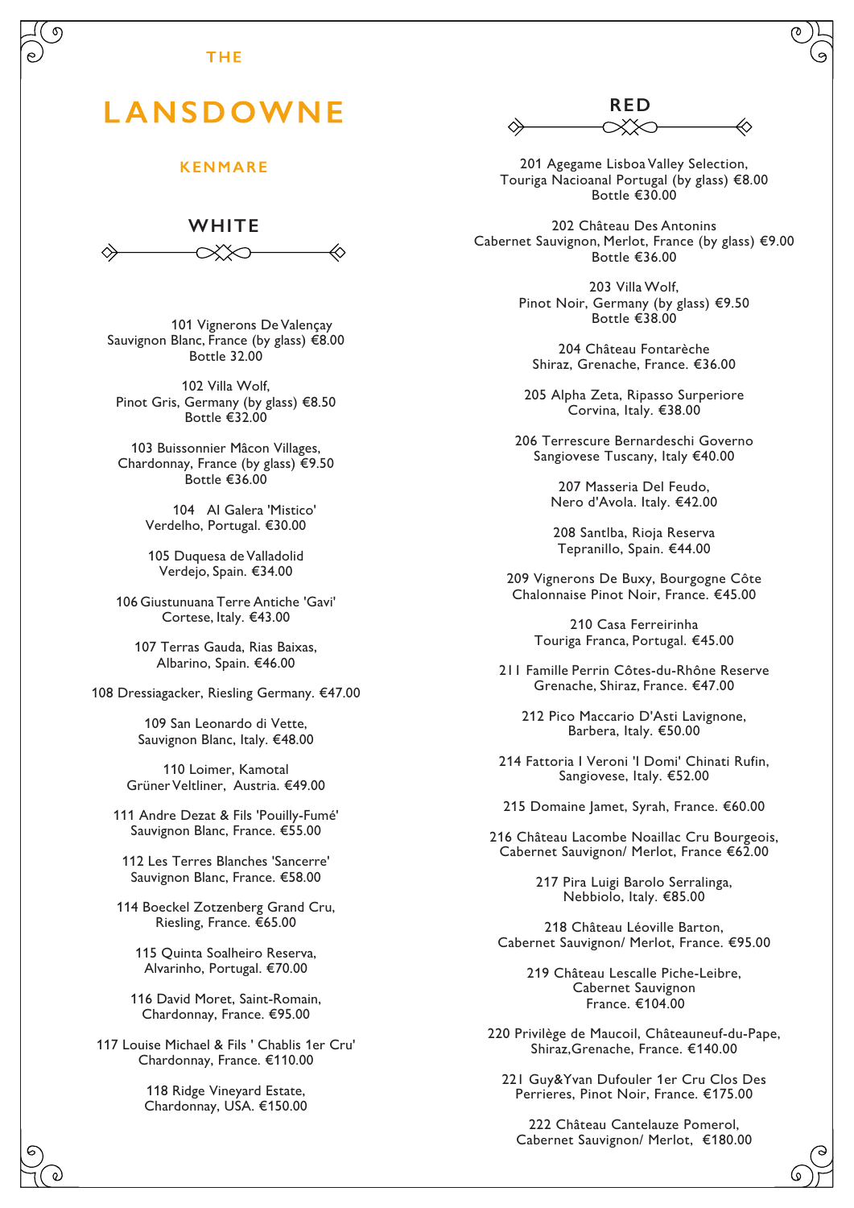THE

# LANSDOWNE

KENMARE

## WHITE

101 Vignerons De Valençay
Sauvignon Blanc, France (by glass) €8.00
Bottle 32.00

102 Villa Wolf,
Pinot Gris, Germany (by glass) €8.50
Bottle €32.00

103 Buissonnier Mâcon Villages,
Chardonnay, France (by glass) €9.50
Bottle €36.00

104 Al Galera 'Mistico'
Verdelho, Portugal. €30.00

105 Duquesa de Valladolid
Verdejo, Spain. €34.00

106 Giustunuana Terre Antiche 'Gavi'
Cortese, Italy. €43.00

107 Terras Gauda, Rias Baixas,
Albarino, Spain. €46.00

108 Dressiagacker, Riesling Germany. €47.00

109 San Leonardo di Vette,
Sauvignon Blanc, Italy. €48.00

110 Loimer, Kamotal
Grüner Veltliner, Austria. €49.00

111 Andre Dezat & Fils 'Pouilly-Fumé'
Sauvignon Blanc, France. €55.00

112 Les Terres Blanches 'Sancerre'
Sauvignon Blanc, France. €58.00

114 Boeckel Zotzenberg Grand Cru,
Riesling, France. €65.00

115 Quinta Soalheiro Reserva,
Alvarinho, Portugal. €70.00

116 David Moret, Saint-Romain,
Chardonnay, France. €95.00

117 Louise Michael & Fils ' Chablis 1er Cru'
Chardonnay, France. €110.00

118 Ridge Vineyard Estate,
Chardonnay, USA. €150.00

## RED

201 Agegame Lisboa Valley Selection,
Touriga Nacioanal Portugal (by glass) €8.00
Bottle €30.00

202 Château Des Antonins
Cabernet Sauvignon, Merlot, France (by glass) €9.00
Bottle €36.00

203 Villa Wolf,
Pinot Noir, Germany (by glass) €9.50
Bottle €38.00

204 Château Fontarèche
Shiraz, Grenache, France. €36.00

205 Alpha Zeta, Ripasso Surperiore
Corvina, Italy. €38.00

206 Terrescure Bernardeschi Governo
Sangiovese Tuscany, Italy €40.00

207 Masseria Del Feudo,
Nero d'Avola. Italy. €42.00

208 Santlba, Rioja Reserva
Tepranillo, Spain. €44.00

209 Vignerons De Buxy, Bourgogne Côte
Chalonnaise Pinot Noir, France. €45.00

210 Casa Ferreirinha
Touriga Franca, Portugal. €45.00

211 Famille Perrin Côtes-du-Rhône Reserve
Grenache, Shiraz, France. €47.00

212 Pico Maccario D'Asti Lavignone,
Barbera, Italy. €50.00

214 Fattoria I Veroni 'I Domi' Chinati Rufin,
Sangiovese, Italy. €52.00

215 Domaine Jamet, Syrah, France. €60.00

216 Château Lacombe Noaillac Cru Bourgeois,
Cabernet Sauvignon/ Merlot, France €62.00

217 Pira Luigi Barolo Serralinga,
Nebbiolo, Italy. €85.00

218 Château Léoville Barton,
Cabernet Sauvignon/ Merlot, France. €95.00

219 Château Lescalle Piche-Leibre,
Cabernet Sauvignon
France. €104.00

220 Privilège de Maucoil, Châteauneuf-du-Pape,
Shiraz,Grenache, France. €140.00

221 Guy&Yvan Dufouler 1er Cru Clos Des
Perrieres, Pinot Noir, France. €175.00

222 Château Cantelauze Pomerol,
Cabernet Sauvignon/ Merlot, €180.00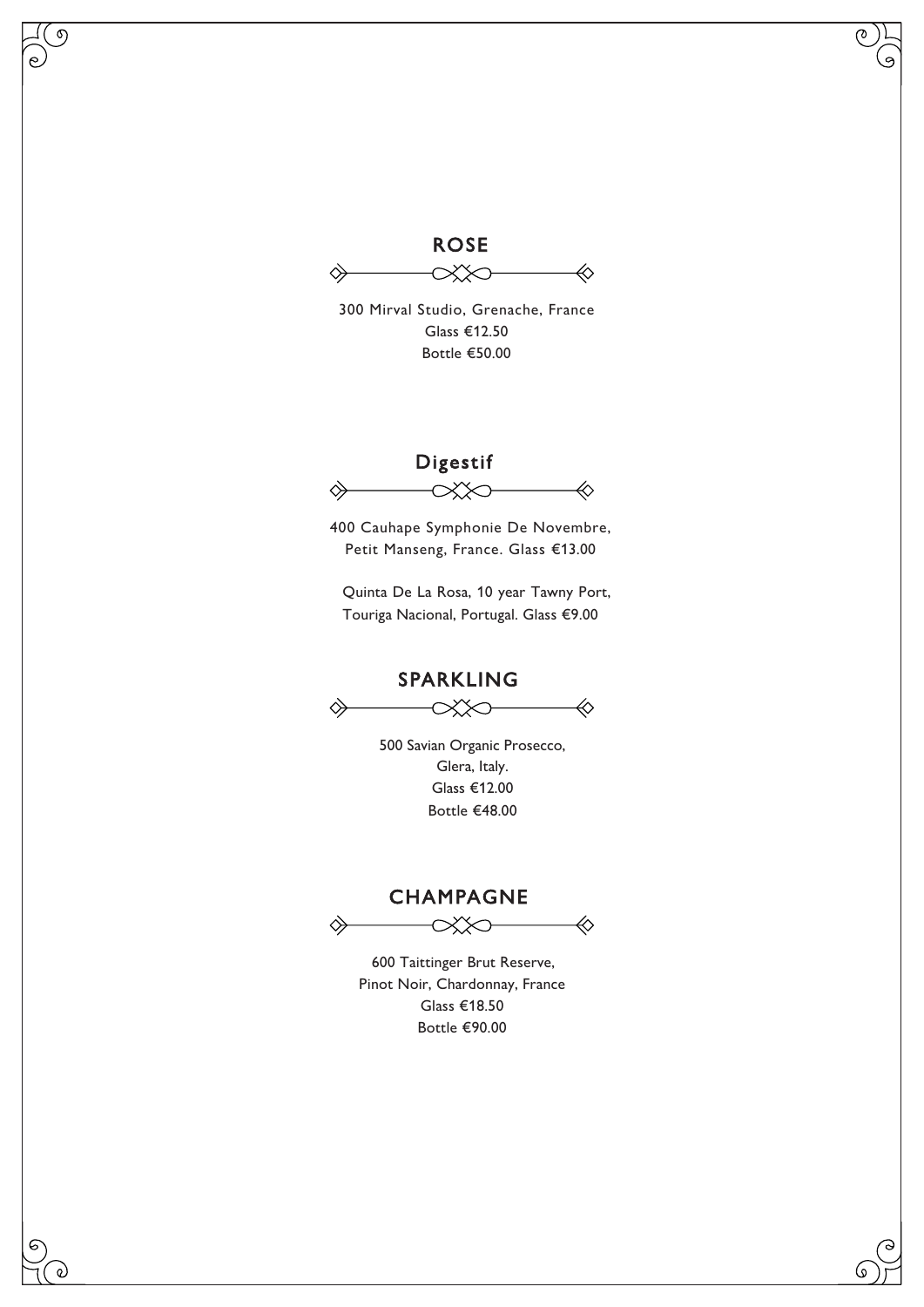## ROSE

300 Mirval Studio, Grenache, France
Glass €12.50
Bottle €50.00

## Digestif

400 Cauhape Symphonie De Novembre, Petit Manseng, France. Glass €13.00

Quinta De La Rosa, 10 year Tawny Port, Touriga Nacional, Portugal. Glass €9.00

## SPARKLING

500 Savian Organic Prosecco, Glera, Italy.
Glass €12.00
Bottle €48.00

## CHAMPAGNE

600 Taittinger Brut Reserve, Pinot Noir, Chardonnay, France
Glass €18.50
Bottle €90.00